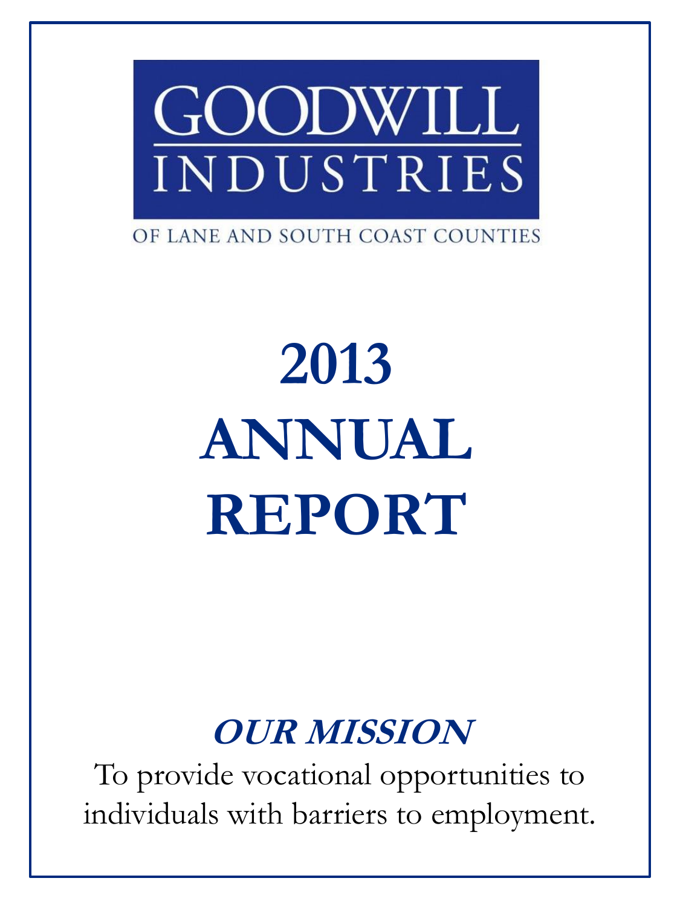# GOODWILL INDUSTRIES

OF LANE AND SOUTH COAST COUNTIES

# 2013 ANNUAL REPORT

## *OUR MISSION*

To provide vocational opportunities to individuals with barriers to employment.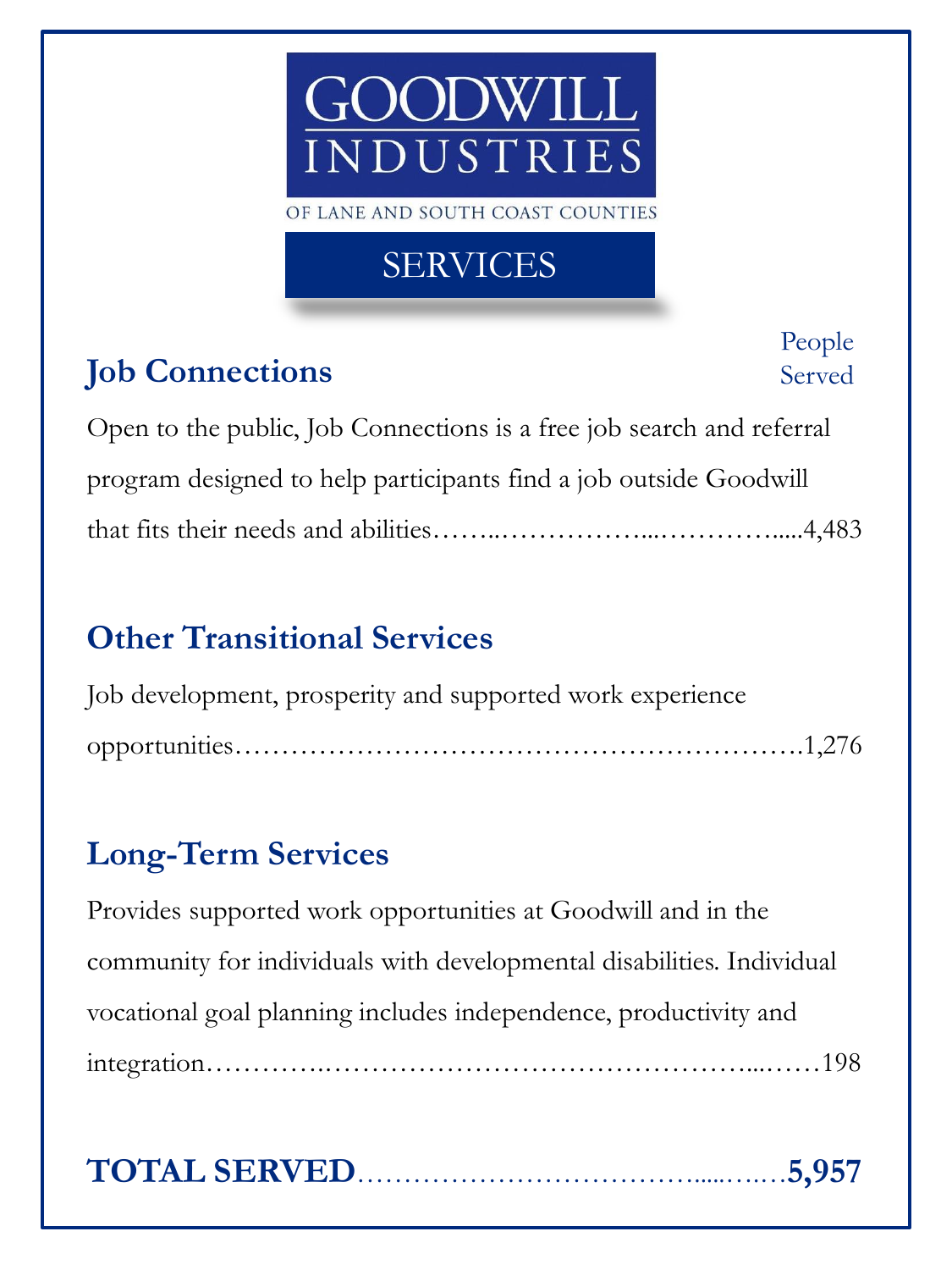# GOODWILL INDUSTRIES

OF LANE AND SOUTH COAST COUNTIES

## SERVICES

| | People Served |
|---|---|
| **Job Connections**<br>Open to the public, Job Connections is a free job search and referral program designed to help participants find a job outside Goodwill that fits their needs and abilities | 4,483 |
| **Other Transitional Services**<br>Job development, prosperity and supported work experience opportunities | 1,276 |
| **Long-Term Services**<br>Provides supported work opportunities at Goodwill and in the community for individuals with developmental disabilities. Individual vocational goal planning includes independence, productivity and integration | 198 |
| **TOTAL SERVED** | **5,957** |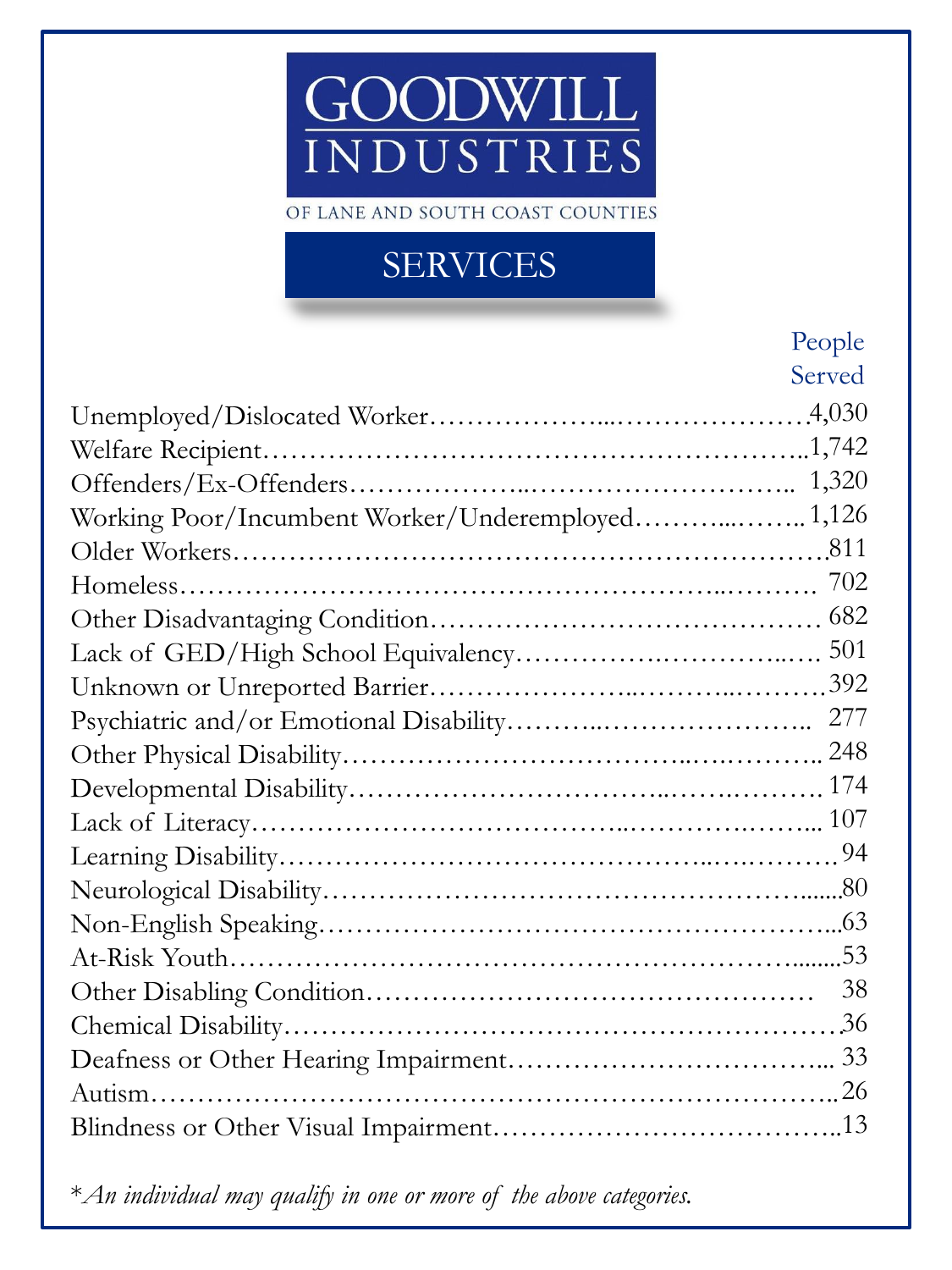# GOODWILL INDUSTRIES

OF LANE AND SOUTH COAST COUNTIES

## SERVICES

| | People Served |
|---|---|
| Unemployed/Dislocated Worker | 4,030 |
| Welfare Recipient | 1,742 |
| Offenders/Ex-Offenders | 1,320 |
| Working Poor/Incumbent Worker/Underemployed | 1,126 |
| Older Workers | 811 |
| Homeless | 702 |
| Other Disadvantaging Condition | 682 |
| Lack of GED/High School Equivalency | 501 |
| Unknown or Unreported Barrier | 392 |
| Psychiatric and/or Emotional Disability | 277 |
| Other Physical Disability | 248 |
| Developmental Disability | 174 |
| Lack of Literacy | 107 |
| Learning Disability | 94 |
| Neurological Disability | 80 |
| Non-English Speaking | 63 |
| At-Risk Youth | 53 |
| Other Disabling Condition | 38 |
| Chemical Disability | 36 |
| Deafness or Other Hearing Impairment | 33 |
| Autism | 26 |
| Blindness or Other Visual Impairment | 13 |

**An individual may qualify in one or more of the above categories.*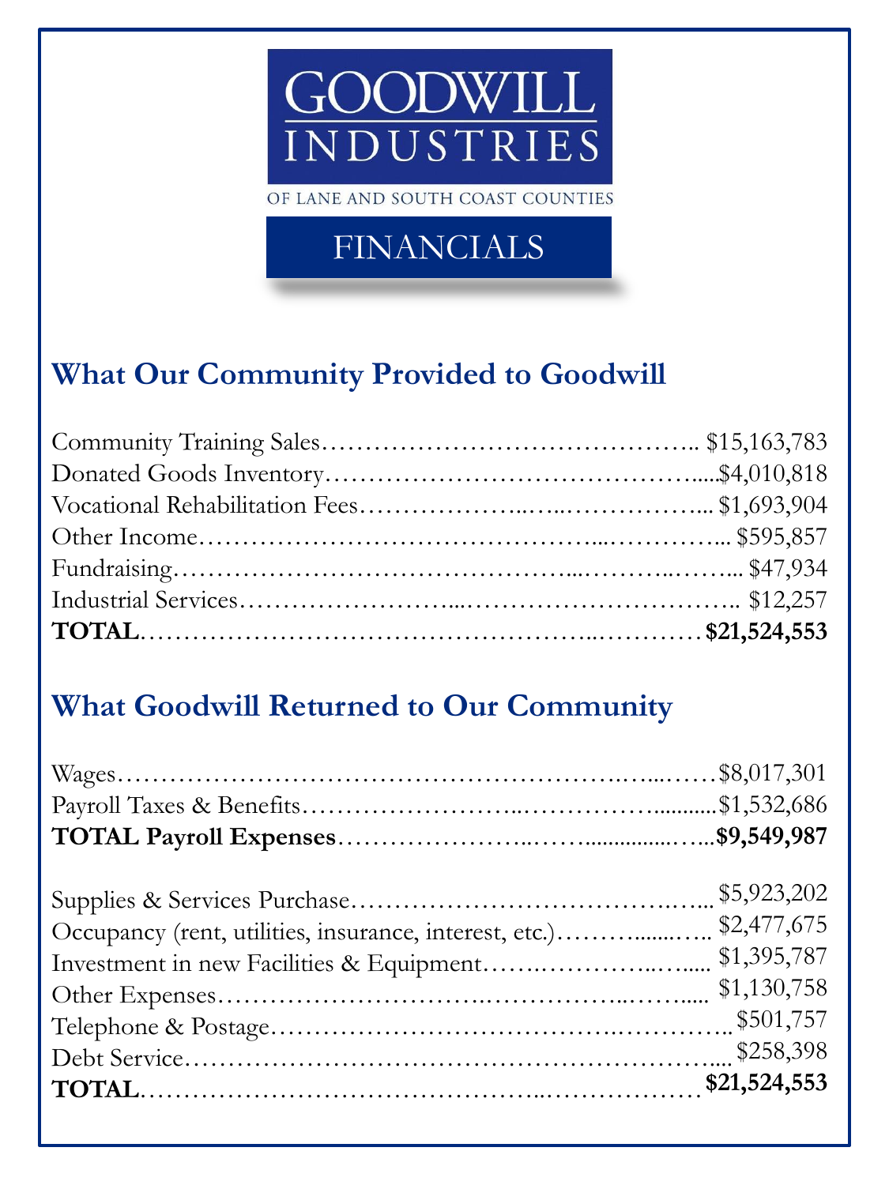# GOODWILL INDUSTRIES

OF LANE AND SOUTH COAST COUNTIES

## FINANCIALS

### What Our Community Provided to Goodwill

| | |
|---|---|
| Community Training Sales | $15,163,783 |
| Donated Goods Inventory | $4,010,818 |
| Vocational Rehabilitation Fees | $1,693,904 |
| Other Income | $595,857 |
| Fundraising | $47,934 |
| Industrial Services | $12,257 |
| **TOTAL** | **$21,524,553** |

### What Goodwill Returned to Our Community

| | |
|---|---|
| Wages | $8,017,301 |
| Payroll Taxes & Benefits | $1,532,686 |
| **TOTAL Payroll Expenses** | **$9,549,987** |
| | |
| Supplies & Services Purchase | $5,923,202 |
| Occupancy (rent, utilities, insurance, interest, etc.) | $2,477,675 |
| Investment in new Facilities & Equipment | $1,395,787 |
| Other Expenses | $1,130,758 |
| Telephone & Postage | $501,757 |
| Debt Service | $258,398 |
| **TOTAL** | **$21,524,553** |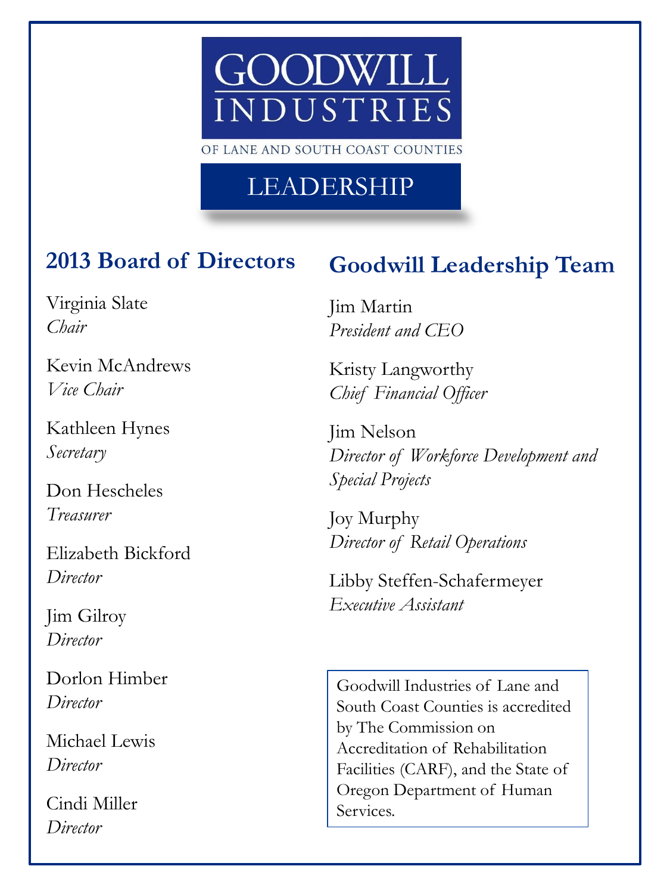# GOODWILL INDUSTRIES

OF LANE AND SOUTH COAST COUNTIES

## LEADERSHIP

### 2013 Board of Directors

Virginia Slate
*Chair*

Kevin McAndrews
*Vice Chair*

Kathleen Hynes
*Secretary*

Don Hescheles
*Treasurer*

Elizabeth Bickford
*Director*

Jim Gilroy
*Director*

Dorlon Himber
*Director*

Michael Lewis
*Director*

Cindi Miller
*Director*

### Goodwill Leadership Team

Jim Martin
*President and CEO*

Kristy Langworthy
*Chief Financial Officer*

Jim Nelson
*Director of Workforce Development and Special Projects*

Joy Murphy
*Director of Retail Operations*

Libby Steffen-Schafermeyer
*Executive Assistant*

Goodwill Industries of Lane and South Coast Counties is accredited by The Commission on Accreditation of Rehabilitation Facilities (CARF), and the State of Oregon Department of Human Services.